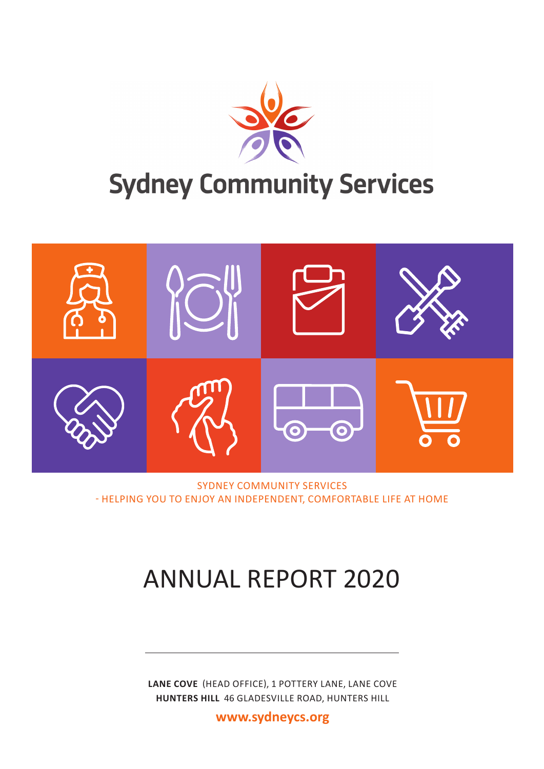# Sydney Community Services

SYDNEY COMMUNITY SERVICES
- HELPING YOU TO ENJOY AN INDEPENDENT, COMFORTABLE LIFE AT HOME

# ANNUAL REPORT 2020

**LANE COVE** (HEAD OFFICE), 1 POTTERY LANE, LANE COVE
**HUNTERS HILL** 46 GLADESVILLE ROAD, HUNTERS HILL

**www.sydneycs.org**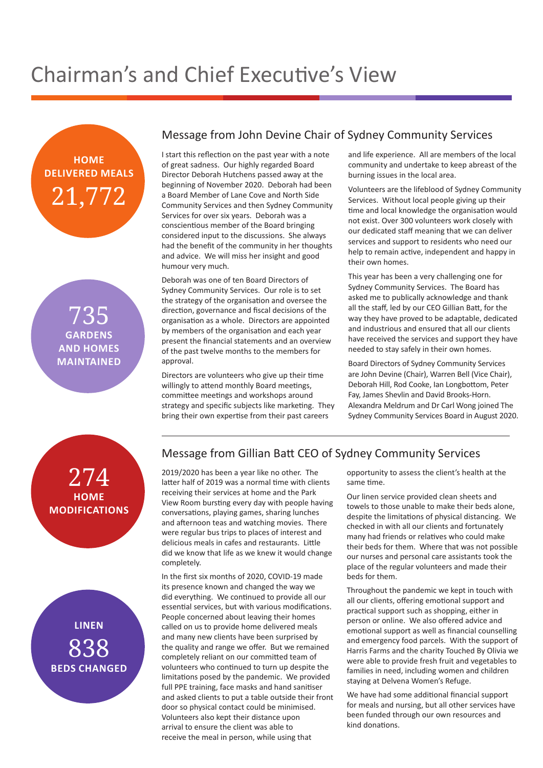# Chairman's and Chief Executive's View

**HOME DELIVERED MEALS**
**21,772**

**735**
**GARDENS AND HOMES MAINTAINED**

**274**
**HOME MODIFICATIONS**

**LINEN**
**838**
**BEDS CHANGED**

## Message from John Devine Chair of Sydney Community Services

I start this reflection on the past year with a note of great sadness. Our highly regarded Board Director Deborah Hutchens passed away at the beginning of November 2020. Deborah had been a Board Member of Lane Cove and North Side Community Services and then Sydney Community Services for over six years. Deborah was a conscientious member of the Board bringing considered input to the discussions. She always had the benefit of the community in her thoughts and advice. We will miss her insight and good humour very much.

Deborah was one of ten Board Directors of Sydney Community Services. Our role is to set the strategy of the organisation and oversee the direction, governance and fiscal decisions of the organisation as a whole. Directors are appointed by members of the organisation and each year present the financial statements and an overview of the past twelve months to the members for approval.

Directors are volunteers who give up their time willingly to attend monthly Board meetings, committee meetings and workshops around strategy and specific subjects like marketing. They bring their own expertise from their past careers and life experience. All are members of the local community and undertake to keep abreast of the burning issues in the local area.

Volunteers are the lifeblood of Sydney Community Services. Without local people giving up their time and local knowledge the organisation would not exist. Over 300 volunteers work closely with our dedicated staff meaning that we can deliver services and support to residents who need our help to remain active, independent and happy in their own homes.

This year has been a very challenging one for Sydney Community Services. The Board has asked me to publically acknowledge and thank all the staff, led by our CEO Gillian Batt, for the way they have proved to be adaptable, dedicated and industrious and ensured that all our clients have received the services and support they have needed to stay safely in their own homes.

Board Directors of Sydney Community Services are John Devine (Chair), Warren Bell (Vice Chair), Deborah Hill, Rod Cooke, Ian Longbottom, Peter Fay, James Shevlin and David Brooks-Horn. Alexandra Meldrum and Dr Carl Wong joined The Sydney Community Services Board in August 2020.

## Message from Gillian Batt CEO of Sydney Community Services

2019/2020 has been a year like no other. The latter half of 2019 was a normal time with clients receiving their services at home and the Park View Room bursting every day with people having conversations, playing games, sharing lunches and afternoon teas and watching movies. There were regular bus trips to places of interest and delicious meals in cafes and restaurants. Little did we know that life as we knew it would change completely.

In the first six months of 2020, COVID-19 made its presence known and changed the way we did everything. We continued to provide all our essential services, but with various modifications. People concerned about leaving their homes called on us to provide home delivered meals and many new clients have been surprised by the quality and range we offer. But we remained completely reliant on our committed team of volunteers who continued to turn up despite the limitations posed by the pandemic. We provided full PPE training, face masks and hand sanitiser and asked clients to put a table outside their front door so physical contact could be minimised. Volunteers also kept their distance upon arrival to ensure the client was able to receive the meal in person, while using that opportunity to assess the client's health at the same time.

Our linen service provided clean sheets and towels to those unable to make their beds alone, despite the limitations of physical distancing. We checked in with all our clients and fortunately many had friends or relatives who could make their beds for them. Where that was not possible our nurses and personal care assistants took the place of the regular volunteers and made their beds for them.

Throughout the pandemic we kept in touch with all our clients, offering emotional support and practical support such as shopping, either in person or online. We also offered advice and emotional support as well as financial counselling and emergency food parcels. With the support of Harris Farms and the charity Touched By Olivia we were able to provide fresh fruit and vegetables to families in need, including women and children staying at Delvena Women's Refuge.

We have had some additional financial support for meals and nursing, but all other services have been funded through our own resources and kind donations.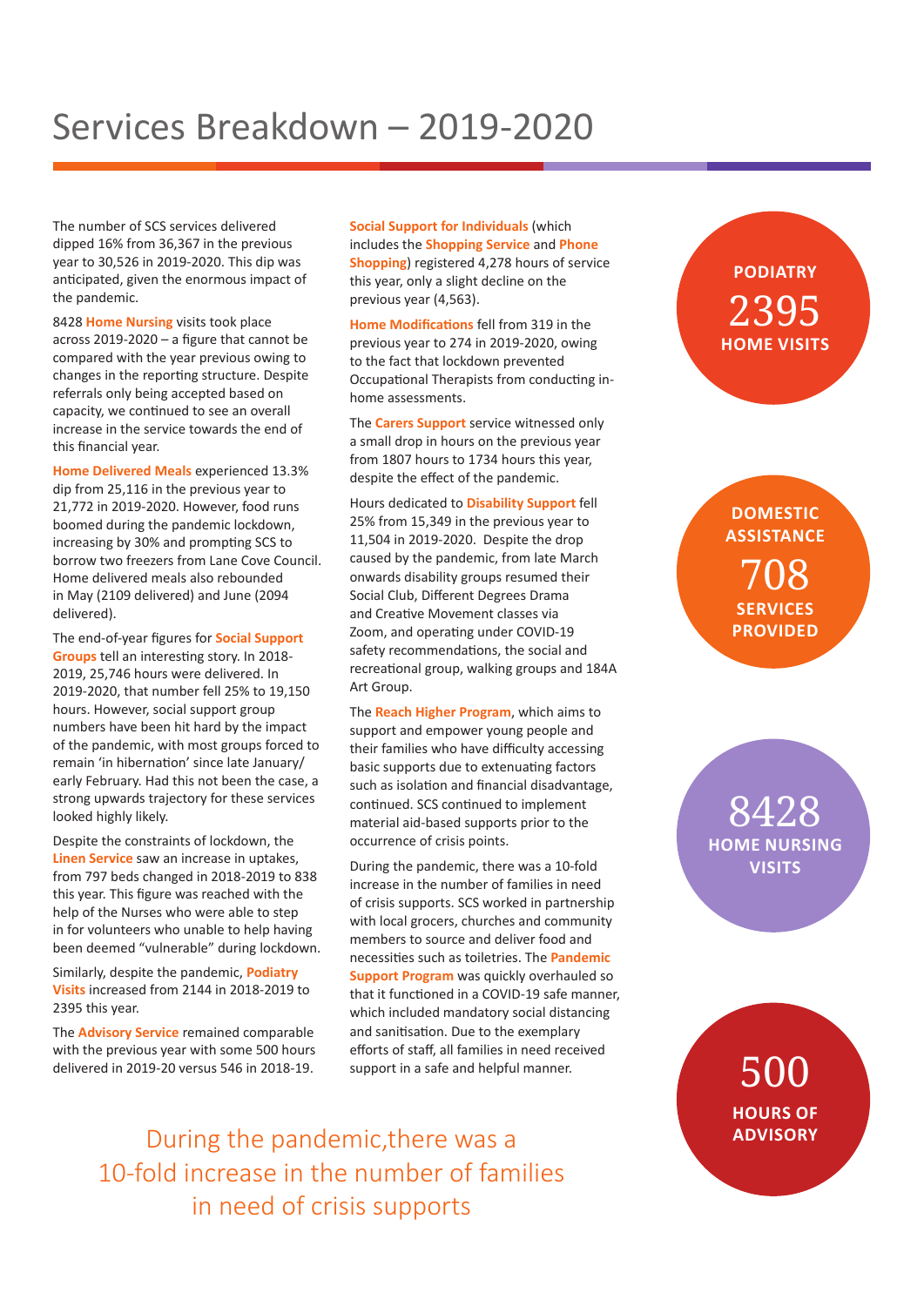# Services Breakdown – 2019-2020

The number of SCS services delivered dipped 16% from 36,367 in the previous year to 30,526 in 2019-2020. This dip was anticipated, given the enormous impact of the pandemic.

8428 **Home Nursing** visits took place across 2019-2020 – a figure that cannot be compared with the year previous owing to changes in the reporting structure. Despite referrals only being accepted based on capacity, we continued to see an overall increase in the service towards the end of this financial year.

**Home Delivered Meals** experienced 13.3% dip from 25,116 in the previous year to 21,772 in 2019-2020. However, food runs boomed during the pandemic lockdown, increasing by 30% and prompting SCS to borrow two freezers from Lane Cove Council. Home delivered meals also rebounded in May (2109 delivered) and June (2094 delivered).

The end-of-year figures for **Social Support Groups** tell an interesting story. In 2018-2019, 25,746 hours were delivered. In 2019-2020, that number fell 25% to 19,150 hours. However, social support group numbers have been hit hard by the impact of the pandemic, with most groups forced to remain 'in hibernation' since late January/early February. Had this not been the case, a strong upwards trajectory for these services looked highly likely.

Despite the constraints of lockdown, the **Linen Service** saw an increase in uptakes, from 797 beds changed in 2018-2019 to 838 this year. This figure was reached with the help of the Nurses who were able to step in for volunteers who unable to help having been deemed "vulnerable" during lockdown.

Similarly, despite the pandemic, **Podiatry Visits** increased from 2144 in 2018-2019 to 2395 this year.

The **Advisory Service** remained comparable with the previous year with some 500 hours delivered in 2019-20 versus 546 in 2018-19.

**Social Support for Individuals** (which includes the **Shopping Service** and **Phone Shopping**) registered 4,278 hours of service this year, only a slight decline on the previous year (4,563).

**Home Modifications** fell from 319 in the previous year to 274 in 2019-2020, owing to the fact that lockdown prevented Occupational Therapists from conducting in-home assessments.

The **Carers Support** service witnessed only a small drop in hours on the previous year from 1807 hours to 1734 hours this year, despite the effect of the pandemic.

Hours dedicated to **Disability Support** fell 25% from 15,349 in the previous year to 11,504 in 2019-2020. Despite the drop caused by the pandemic, from late March onwards disability groups resumed their Social Club, Different Degrees Drama and Creative Movement classes via Zoom, and operating under COVID-19 safety recommendations, the social and recreational group, walking groups and 184A Art Group.

The **Reach Higher Program**, which aims to support and empower young people and their families who have difficulty accessing basic supports due to extenuating factors such as isolation and financial disadvantage, continued. SCS continued to implement material aid-based supports prior to the occurrence of crisis points.

During the pandemic, there was a 10-fold increase in the number of families in need of crisis supports. SCS worked in partnership with local grocers, churches and community members to source and deliver food and necessities such as toiletries. The **Pandemic Support Program** was quickly overhauled so that it functioned in a COVID-19 safe manner, which included mandatory social distancing and sanitisation. Due to the exemplary efforts of staff, all families in need received support in a safe and helpful manner.

**PODIATRY**
**2395**
**HOME VISITS**

**DOMESTIC ASSISTANCE**
**708**
**SERVICES PROVIDED**

**8428**
**HOME NURSING VISITS**

**500**
**HOURS OF ADVISORY**

During the pandemic,there was a 10-fold increase in the number of families in need of crisis supports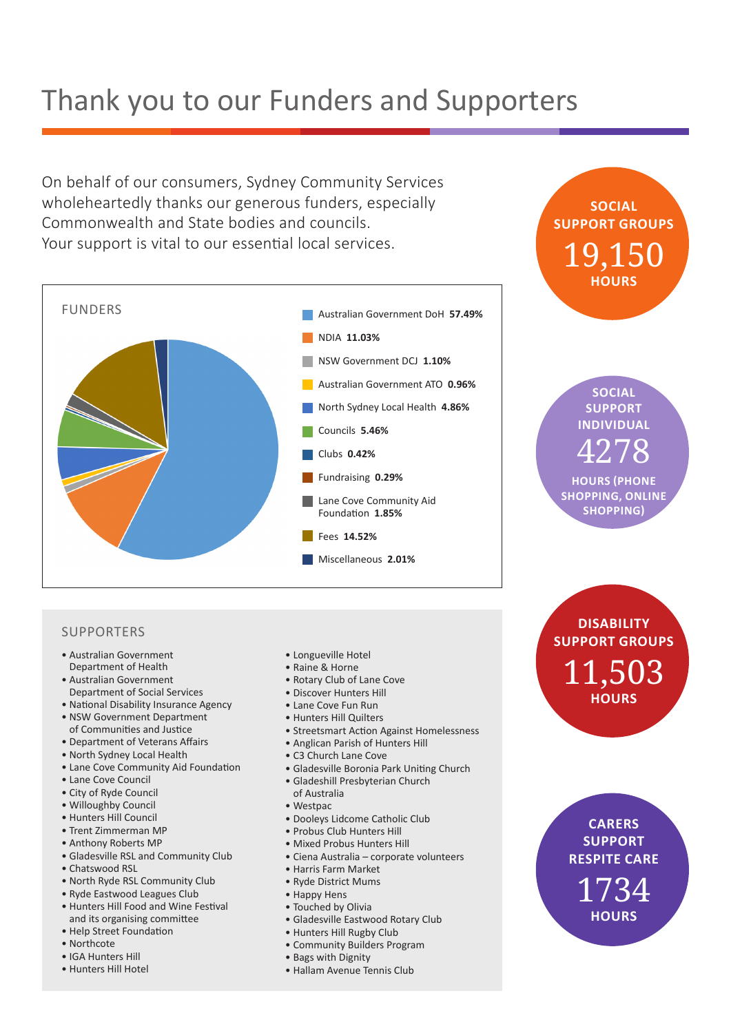# Thank you to our Funders and Supporters

On behalf of our consumers, Sydney Community Services wholeheartedly thanks our generous funders, especially Commonwealth and State bodies and councils.
Your support is vital to our essential local services.

## FUNDERS

Australian Government DoH **57.49%**
NDIA **11.03%**
NSW Government DCJ **1.10%**
Australian Government ATO **0.96%**
North Sydney Local Health **4.86%**
Councils **5.46%**
Clubs **0.42%**
Fundraising **0.29%**
Lane Cove Community Aid Foundation **1.85%**
Fees **14.52%**
Miscellaneous **2.01%**

## SUPPORTERS

- Australian Government Department of Health
- Australian Government Department of Social Services
- National Disability Insurance Agency
- NSW Government Department of Communities and Justice
- Department of Veterans Affairs
- North Sydney Local Health
- Lane Cove Community Aid Foundation
- Lane Cove Council
- City of Ryde Council
- Willoughby Council
- Hunters Hill Council
- Trent Zimmerman MP
- Anthony Roberts MP
- Gladesville RSL and Community Club
- Chatswood RSL
- North Ryde RSL Community Club
- Ryde Eastwood Leagues Club
- Hunters Hill Food and Wine Festival and its organising committee
- Help Street Foundation
- Northcote
- IGA Hunters Hill
- Hunters Hill Hotel
- Longueville Hotel
- Raine & Horne
- Rotary Club of Lane Cove
- Discover Hunters Hill
- Lane Cove Fun Run
- Hunters Hill Quilters
- Streetsmart Action Against Homelessness
- Anglican Parish of Hunters Hill
- C3 Church Lane Cove
- Gladesville Boronia Park Uniting Church
- Gladeshill Presbyterian Church of Australia
- Westpac
- Dooleys Lidcome Catholic Club
- Probus Club Hunters Hill
- Mixed Probus Hunters Hill
- Ciena Australia – corporate volunteers
- Harris Farm Market
- Ryde District Mums
- Happy Hens
- Touched by Olivia
- Gladesville Eastwood Rotary Club
- Hunters Hill Rugby Club
- Community Builders Program
- Bags with Dignity
- Hallam Avenue Tennis Club

**SOCIAL SUPPORT GROUPS**
19,150
**HOURS**

**SOCIAL SUPPORT INDIVIDUAL**
4278
**HOURS (PHONE SHOPPING, ONLINE SHOPPING)**

**DISABILITY SUPPORT GROUPS**
11,503
**HOURS**

**CARERS SUPPORT RESPITE CARE**
1734
**HOURS**